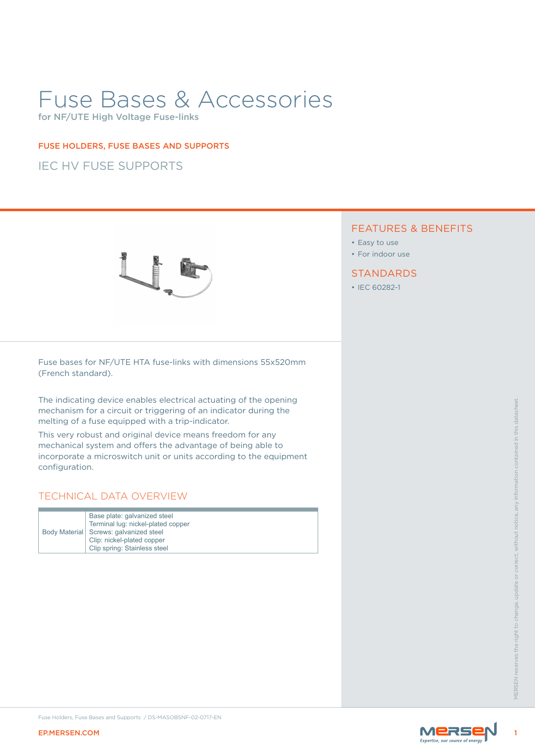# Fuse Bases & Accessories

for NF/UTE High Voltage Fuse-links

FUSE HOLDERS, FUSE BASES AND SUPPORTS

## IEC HV FUSE SUPPORTS

## FEATURES & BENEFITS

- Easy to use
- For indoor use

## STANDARDS

- IEC 60282-1

Fuse bases for NF/UTE HTA fuse-links with dimensions 55x520mm (French standard).

The indicating device enables electrical actuating of the opening mechanism for a circuit or triggering of an indicator during the melting of a fuse equipped with a trip-indicator.

This very robust and original device means freedom for any mechanical system and offers the advantage of being able to incorporate a microswitch unit or units according to the equipment configuration.

## TECHNICAL DATA OVERVIEW

| | |
|---|---|
| Body Material | Base plate: galvanized steel<br>Terminal lug: nickel-plated copper<br>Screws: galvanized steel<br>Clip: nickel-plated copper<br>Clip spring: Stainless steel |

MERSEN reserves the right to change, update or correct, without notice, any information contained in this datasheet.

Fuse Holders, Fuse Bases and Supports / DS-MASOBSNF-02-0717-EN

EP.MERSEN.COM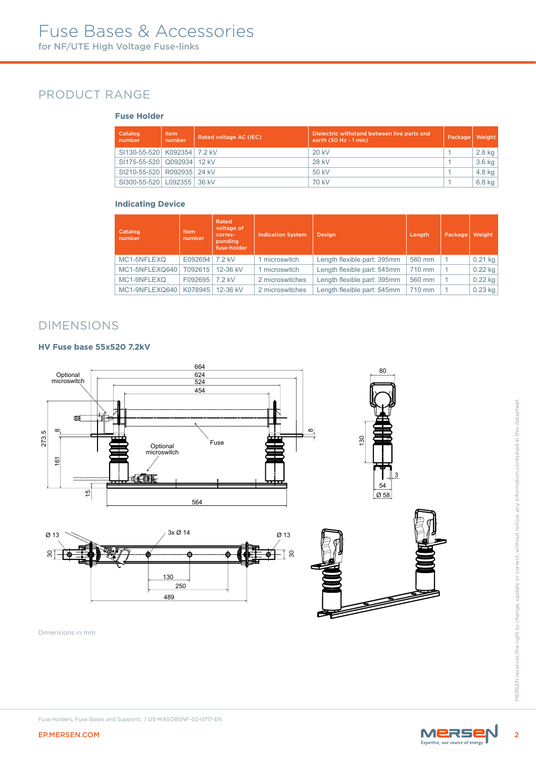// Fuse Bases & Accessories
for NF/UTE High Voltage Fuse-links

## PRODUCT RANGE

### Fuse Holder

| Catalog number | Item number | Rated voltage AC (IEC) | Dielectric withstand between live parts and earth (50 Hz - 1 min) | Package | Weight |
|---|---|---|---|---|---|
| SI130-55-520 | K092354 | 7.2 kV | 20 kV | 1 | 2.8 kg |
| SI175-55-520 | Q092934 | 12 kV | 28 kV | 1 | 3.6 kg |
| SI210-55-520 | R092935 | 24 kV | 50 kV | 1 | 4.8 kg |
| SI300-55-520 | L092355 | 36 kV | 70 kV | 1 | 6.8 kg |

### Indicating Device

| Catalog number | Item number | Rated voltage of corres-ponding fuse-holder | Indication System | Design | Length | Package | Weight |
|---|---|---|---|---|---|---|---|
| MC1-5NFLEXQ | E092694 | 7.2 kV | 1 microswitch | Length flexible part: 395mm | 560 mm | 1 | 0.21 kg |
| MC1-5NFLEXQ640 | T092615 | 12-36 kV | 1 microswitch | Length flexible part: 545mm | 710 mm | 1 | 0.22 kg |
| MC1-9NFLEXQ | F092695 | 7.2 kV | 2 microswitches | Length flexible part: 395mm | 560 mm | 1 | 0.22 kg |
| MC1-9NFLEXQ640 | K078945 | 12-36 kV | 2 microswitches | Length flexible part: 545mm | 710 mm | 1 | 0.23 kg |

## DIMENSIONS

### HV Fuse base 55x520 7.2kV

Dimensions in mm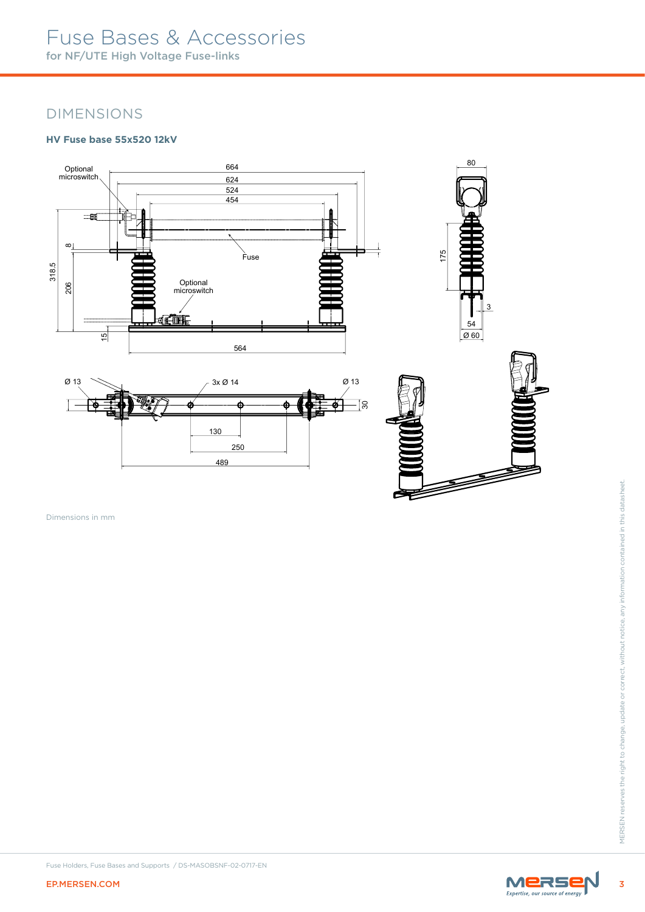# Fuse Bases & Accessories

for NF/UTE High Voltage Fuse-links

## DIMENSIONS

### HV Fuse base 55x520 12kV

Optional microswitch

664

624

524

454

Fuse

Optional microswitch

318.5

8

206

15

564

80

175

3

54

Ø 60

Ø 13

3x Ø 14

Ø 13

30

130

250

489

Dimensions in mm

MERSEN reserves the right to change, update or correct, without notice, any information contained in this datasheet.

Fuse Holders, Fuse Bases and Supports / DS-MASOBSNF-02-0717-EN

EP.MERSEN.COM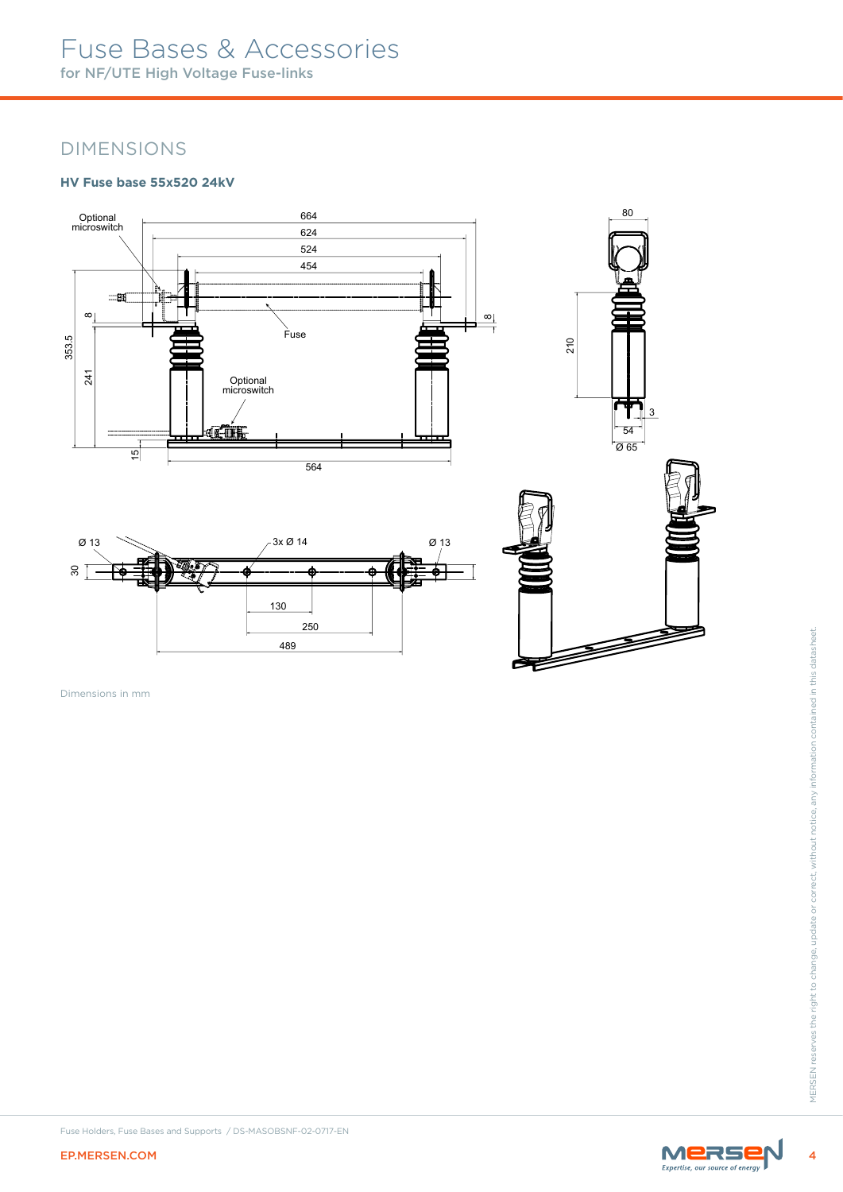# Fuse Bases & Accessories

for NF/UTE High Voltage Fuse-links

## DIMENSIONS

### HV Fuse base 55x520 24kV

Optional microswitch

664

624

524

454

Fuse

Optional microswitch

353.5

241

8

8

15

564

80

210

3

54

Ø 65

Ø 13

3x Ø 14

Ø 13

30

130

250

489

Dimensions in mm

Fuse Holders, Fuse Bases and Supports / DS-MASOBSNF-02-0717-EN

EP.MERSEN.COM

MERSEN reserves the right to change, update or correct, without notice, any information contained in this datasheet.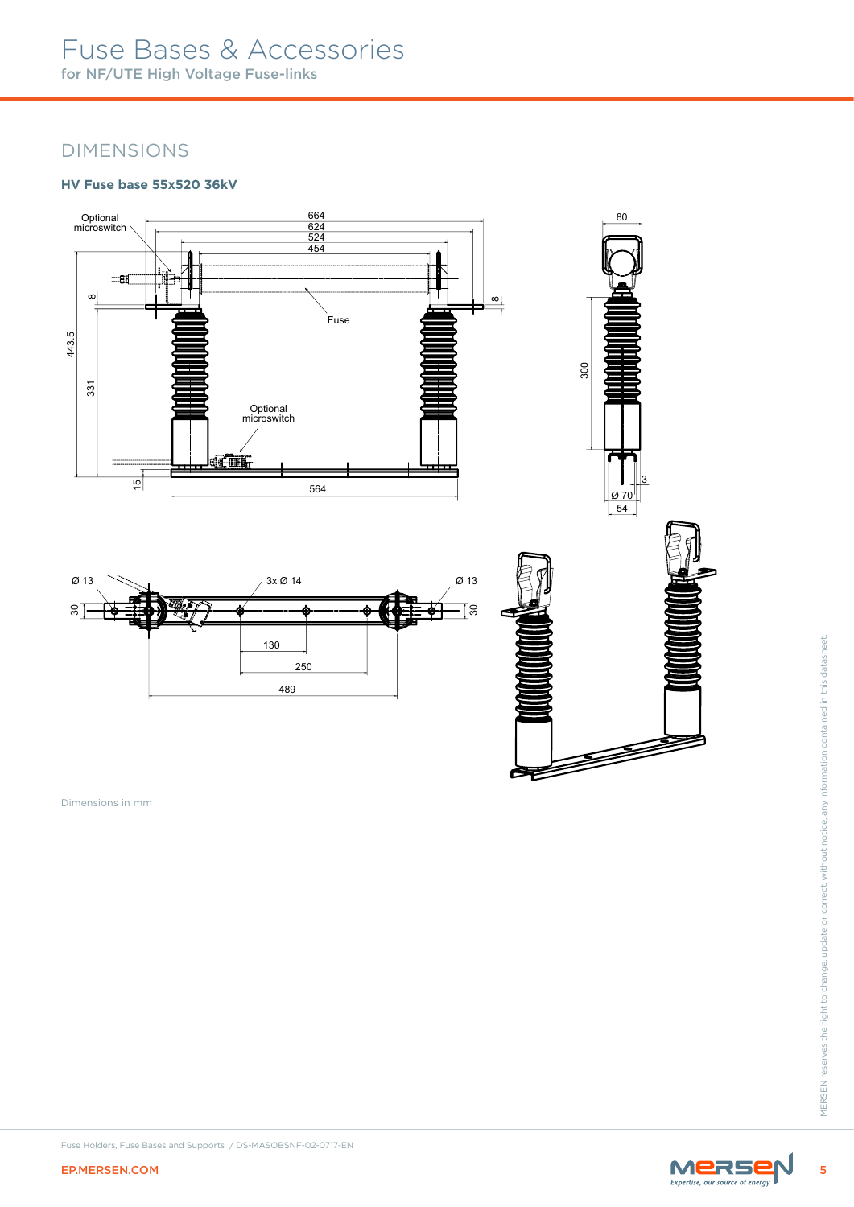# Fuse Bases & Accessories

for NF/UTE High Voltage Fuse-links

## DIMENSIONS

### HV Fuse base 55x520 36kV

Dimensions in mm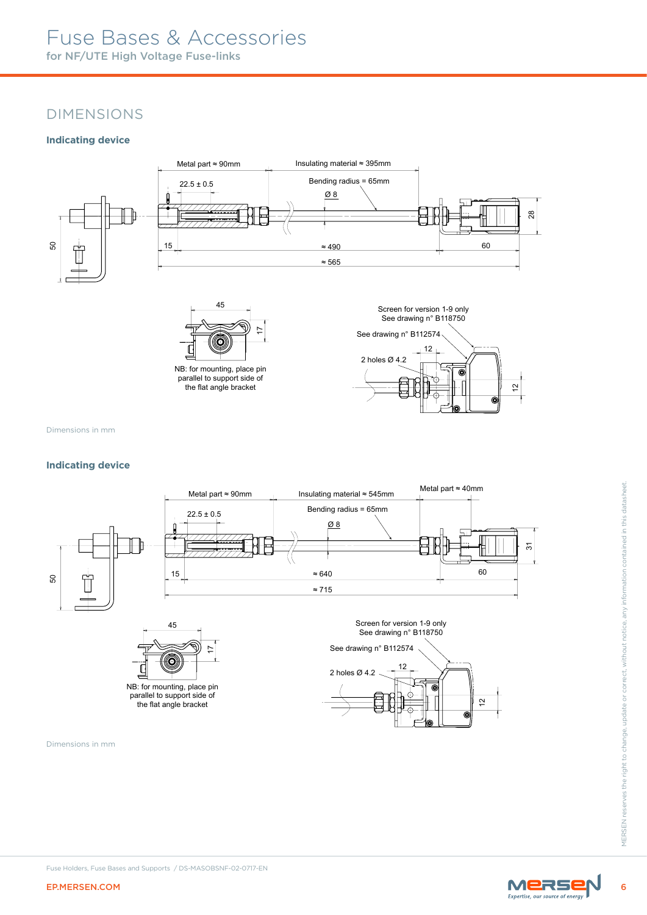# Fuse Bases & Accessories

for NF/UTE High Voltage Fuse-links

## DIMENSIONS

### Indicating device

Metal part ≈ 90mm

Insulating material ≈ 395mm

22.5 ± 0.5

Bending radius = 65mm

Ø 8

28

50

15

≈ 490

60

≈ 565

45

17

NB: for mounting, place pin parallel to support side of the flat angle bracket

Screen for version 1-9 only
See drawing n° B118750

See drawing n° B112574

12

2 holes Ø 4.2

12

Dimensions in mm

### Indicating device

Metal part ≈ 90mm

Insulating material ≈ 545mm

Metal part ≈ 40mm

22.5 ± 0.5

Bending radius = 65mm

Ø 8

31

50

15

≈ 640

60

≈ 715

45

17

NB: for mounting, place pin parallel to support side of the flat angle bracket

Screen for version 1-9 only
See drawing n° B118750

See drawing n° B112574

12

2 holes Ø 4.2

12

Dimensions in mm

MERSEN reserves the right to change, update or correct, without notice, any information contained in this datasheet.

Fuse Holders, Fuse Bases and Supports / DS-MASOBSNF-02-0717-EN

EP.MERSEN.COM